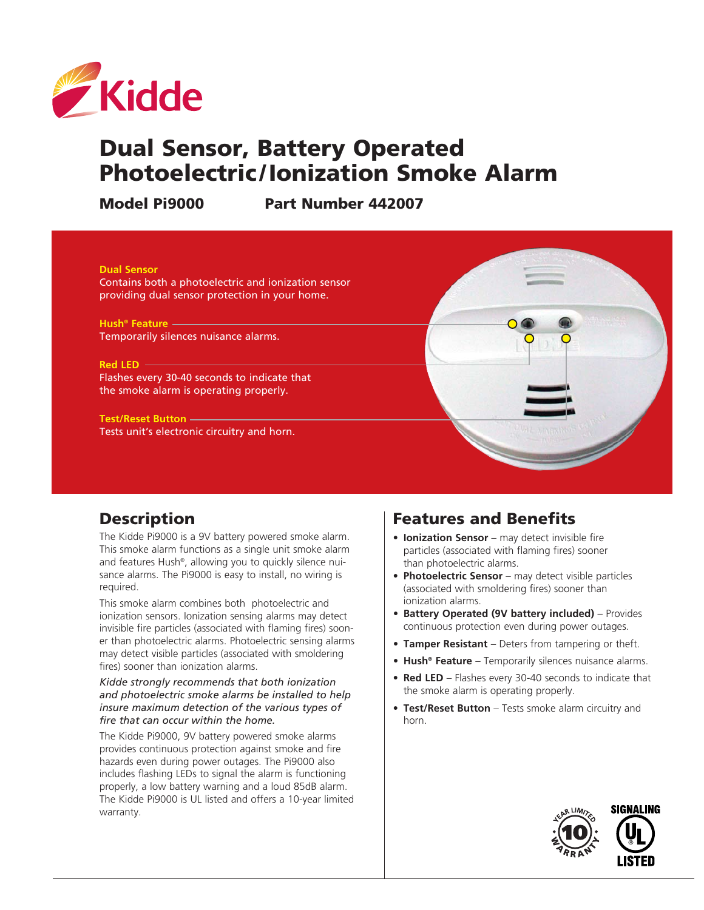Kidde

# Dual Sensor, Battery Operated Photoelectric/Ionization Smoke Alarm

**Model Pi9000** **Part Number 442007**

**Dual Sensor**
Contains both a photoelectric and ionization sensor providing dual sensor protection in your home.

**Hush® Feature**
Temporarily silences nuisance alarms.

**Red LED**
Flashes every 30-40 seconds to indicate that the smoke alarm is operating properly.

**Test/Reset Button**
Tests unit's electronic circuitry and horn.

## Description

The Kidde Pi9000 is a 9V battery powered smoke alarm. This smoke alarm functions as a single unit smoke alarm and features Hush®, allowing you to quickly silence nuisance alarms. The Pi9000 is easy to install, no wiring is required.

This smoke alarm combines both photoelectric and ionization sensors. Ionization sensing alarms may detect invisible fire particles (associated with flaming fires) sooner than photoelectric alarms. Photoelectric sensing alarms may detect visible particles (associated with smoldering fires) sooner than ionization alarms.

*Kidde strongly recommends that both ionization and photoelectric smoke alarms be installed to help insure maximum detection of the various types of fire that can occur within the home.*

The Kidde Pi9000, 9V battery powered smoke alarms provides continuous protection against smoke and fire hazards even during power outages. The Pi9000 also includes flashing LEDs to signal the alarm is functioning properly, a low battery warning and a loud 85dB alarm. The Kidde Pi9000 is UL listed and offers a 10-year limited warranty.

## Features and Benefits

- **Ionization Sensor** – may detect invisible fire particles (associated with flaming fires) sooner than photoelectric alarms.
- **Photoelectric Sensor** – may detect visible particles (associated with smoldering fires) sooner than ionization alarms.
- **Battery Operated (9V battery included)** – Provides continuous protection even during power outages.
- **Tamper Resistant** – Deters from tampering or theft.
- **Hush® Feature** – Temporarily silences nuisance alarms.
- **Red LED** – Flashes every 30-40 seconds to indicate that the smoke alarm is operating properly.
- **Test/Reset Button** – Tests smoke alarm circuitry and horn.

10 YEAR LIMITED WARRANTY

SIGNALING UL LISTED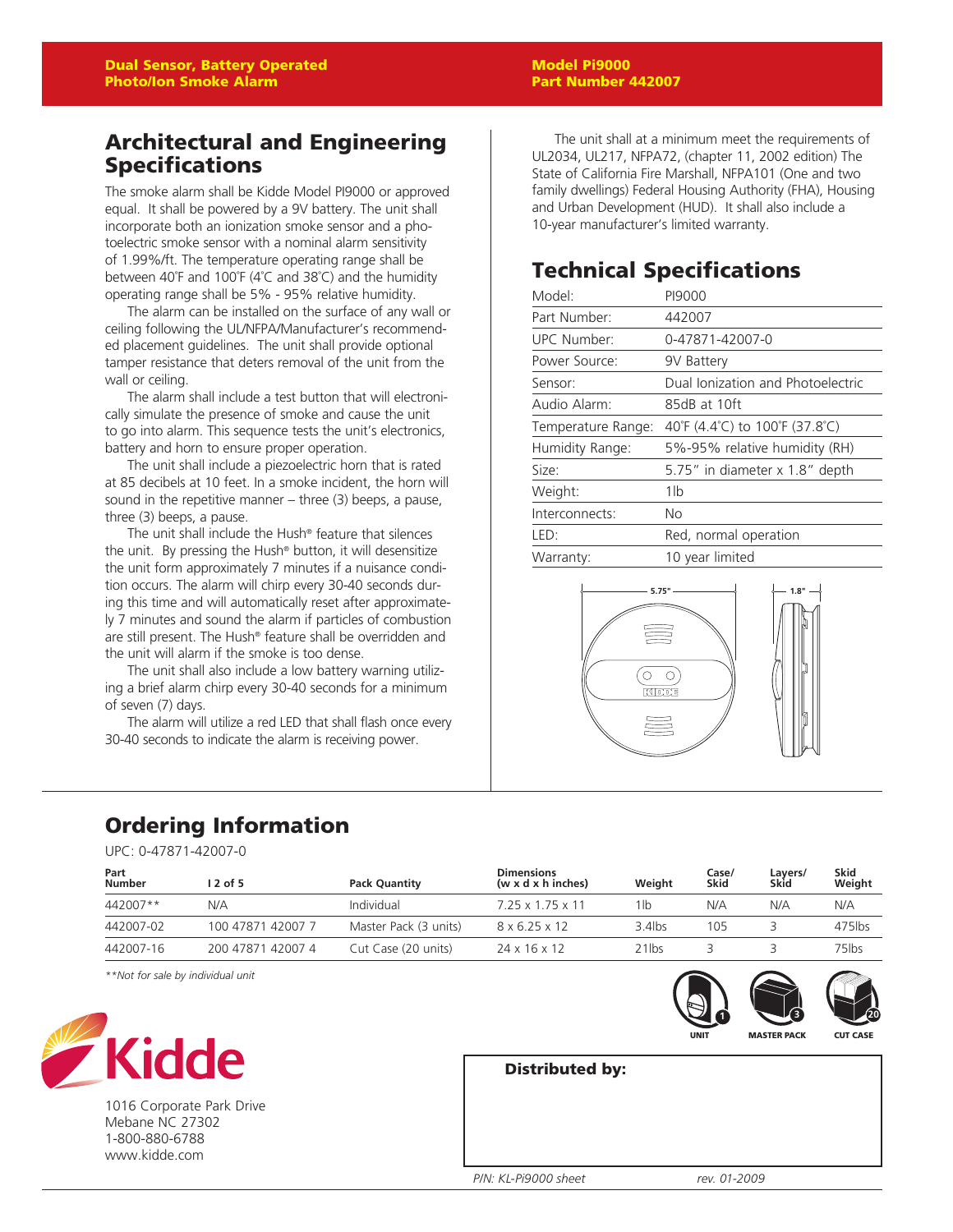**Dual Sensor, Battery Operated Photo/Ion Smoke Alarm**

**Model Pi9000 Part Number 442007**

## Architectural and Engineering Specifications

The smoke alarm shall be Kidde Model PI9000 or approved equal. It shall be powered by a 9V battery. The unit shall incorporate both an ionization smoke sensor and a photoelectric smoke sensor with a nominal alarm sensitivity of 1.99%/ft. The temperature operating range shall be between 40˚F and 100˚F (4˚C and 38˚C) and the humidity operating range shall be 5% - 95% relative humidity.

The alarm can be installed on the surface of any wall or ceiling following the UL/NFPA/Manufacturer's recommended placement guidelines. The unit shall provide optional tamper resistance that deters removal of the unit from the wall or ceiling.

The alarm shall include a test button that will electronically simulate the presence of smoke and cause the unit to go into alarm. This sequence tests the unit's electronics, battery and horn to ensure proper operation.

The unit shall include a piezoelectric horn that is rated at 85 decibels at 10 feet. In a smoke incident, the horn will sound in the repetitive manner – three (3) beeps, a pause, three (3) beeps, a pause.

The unit shall include the Hush® feature that silences the unit. By pressing the Hush® button, it will desensitize the unit form approximately 7 minutes if a nuisance condition occurs. The alarm will chirp every 30-40 seconds during this time and will automatically reset after approximately 7 minutes and sound the alarm if particles of combustion are still present. The Hush® feature shall be overridden and the unit will alarm if the smoke is too dense.

The unit shall also include a low battery warning utilizing a brief alarm chirp every 30-40 seconds for a minimum of seven (7) days.

The alarm will utilize a red LED that shall flash once every 30-40 seconds to indicate the alarm is receiving power.

The unit shall at a minimum meet the requirements of UL2034, UL217, NFPA72, (chapter 11, 2002 edition) The State of California Fire Marshall, NFPA101 (One and two family dwellings) Federal Housing Authority (FHA), Housing and Urban Development (HUD). It shall also include a 10-year manufacturer's limited warranty.

## Technical Specifications

| | |
|---|---|
| Model: | PI9000 |
| Part Number: | 442007 |
| UPC Number: | 0-47871-42007-0 |
| Power Source: | 9V Battery |
| Sensor: | Dual Ionization and Photoelectric |
| Audio Alarm: | 85dB at 10ft |
| Temperature Range: | 40˚F (4.4˚C) to 100˚F (37.8˚C) |
| Humidity Range: | 5%-95% relative humidity (RH) |
| Size: | 5.75" in diameter x 1.8" depth |
| Weight: | 1lb |
| Interconnects: | No |
| LED: | Red, normal operation |
| Warranty: | 10 year limited |

5.75"

1.8"

## Ordering Information

UPC: 0-47871-42007-0

| Part Number | I 2 of 5 | Pack Quantity | Dimensions (w x d x h inches) | Weight | Case/ Skid | Layers/ Skid | Skid Weight |
|---|---|---|---|---|---|---|---|
| 442007** | N/A | Individual | 7.25 x 1.75 x 11 | 1lb | N/A | N/A | N/A |
| 442007-02 | 100 47871 42007 7 | Master Pack (3 units) | 8 x 6.25 x 12 | 3.4lbs | 105 | 3 | 475lbs |
| 442007-16 | 200 47871 42007 4 | Cut Case (20 units) | 24 x 16 x 12 | 21lbs | 3 | 3 | 75lbs |

*\*\*Not for sale by individual unit*

UNIT MASTER PACK CUT CASE

Kidde

1016 Corporate Park Drive
Mebane NC 27302
1-800-880-6788
www.kidde.com

**Distributed by:**

*P/N: KL-Pi9000 sheet* *rev. 01-2009*